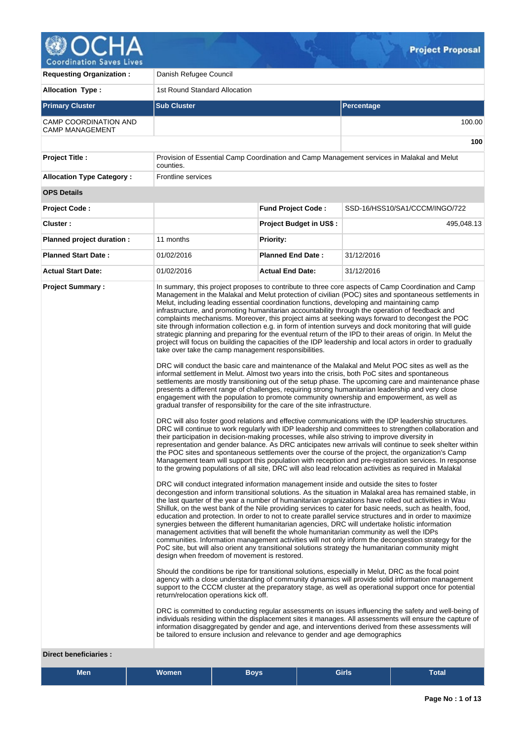# Project Proposal

| | |
|---|---|
| **Requesting Organization :** | Danish Refugee Council |
| **Allocation Type :** | 1st Round Standard Allocation |

| **Primary Cluster** | **Sub Cluster** | **Percentage** |
|---|---|---|
| CAMP COORDINATION AND CAMP MANAGEMENT | | 100.00 |
| | | **100** |

| | |
|---|---|
| **Project Title :** | Provision of Essential Camp Coordination and Camp Management services in Malakal and Melut counties. |
| **Allocation Type Category :** | Frontline services |

**OPS Details**

| | | | |
|---|---|---|---|
| **Project Code :** | | **Fund Project Code :** | SSD-16/HSS10/SA1/CCCM/INGO/722 |
| **Cluster :** | | **Project Budget in US$ :** | 495,048.13 |
| **Planned project duration :** | 11 months | **Priority:** | |
| **Planned Start Date :** | 01/02/2016 | **Planned End Date :** | 31/12/2016 |
| **Actual Start Date:** | 01/02/2016 | **Actual End Date:** | 31/12/2016 |

**Project Summary :**

In summary, this project proposes to contribute to three core aspects of Camp Coordination and Camp Management in the Malakal and Melut protection of civilian (POC) sites and spontaneous settlements in Melut, including leading essential coordination functions, developing and maintaining camp infrastructure, and promoting humanitarian accountability through the operation of feedback and complaints mechanisms. Moreover, this project aims at seeking ways forward to decongest the POC site through information collection e.g. in form of intention surveys and dock monitoring that will guide strategic planning and preparing for the eventual return of the IPD to their areas of origin. In Melut the project will focus on building the capacities of the IDP leadership and local actors in order to gradually take over take the camp management responsibilities.

DRC will conduct the basic care and maintenance of the Malakal and Melut POC sites as well as the informal settlement in Melut. Almost two years into the crisis, both PoC sites and spontaneous settlements are mostly transitioning out of the setup phase. The upcoming care and maintenance phase presents a different range of challenges, requiring strong humanitarian leadership and very close engagement with the population to promote community ownership and empowerment, as well as gradual transfer of responsibility for the care of the site infrastructure.

DRC will also foster good relations and effective communications with the IDP leadership structures. DRC will continue to work regularly with IDP leadership and committees to strengthen collaboration and their participation in decision-making processes, while also striving to improve diversity in representation and gender balance. As DRC anticipates new arrivals will continue to seek shelter within the POC sites and spontaneous settlements over the course of the project, the organization's Camp Management team will support this population with reception and pre-registration services. In response to the growing populations of all site, DRC will also lead relocation activities as required in Malakal

DRC will conduct integrated information management inside and outside the sites to foster decongestion and inform transitional solutions. As the situation in Malakal area has remained stable, in the last quarter of the year a number of humanitarian organizations have rolled out activities in Wau Shilluk, on the west bank of the Nile providing services to cater for basic needs, such as health, food, education and protection. In order to not to create parallel service structures and in order to maximize synergies between the different humanitarian agencies, DRC will undertake holistic information management activities that will benefit the whole humanitarian community as well the IDPs communities. Information management activities will not only inform the decongestion strategy for the PoC site, but will also orient any transitional solutions strategy the humanitarian community might design when freedom of movement is restored.

Should the conditions be ripe for transitional solutions, especially in Melut, DRC as the focal point agency with a close understanding of community dynamics will provide solid information management support to the CCCM cluster at the preparatory stage, as well as operational support once for potential return/relocation operations kick off.

DRC is committed to conducting regular assessments on issues influencing the safety and well-being of individuals residing within the displacement sites it manages. All assessments will ensure the capture of information disaggregated by gender and age, and interventions derived from these assessments will be tailored to ensure inclusion and relevance to gender and age demographics

**Direct beneficiaries :**

| Men | Women | Boys | Girls | Total |
|---|---|---|---|---|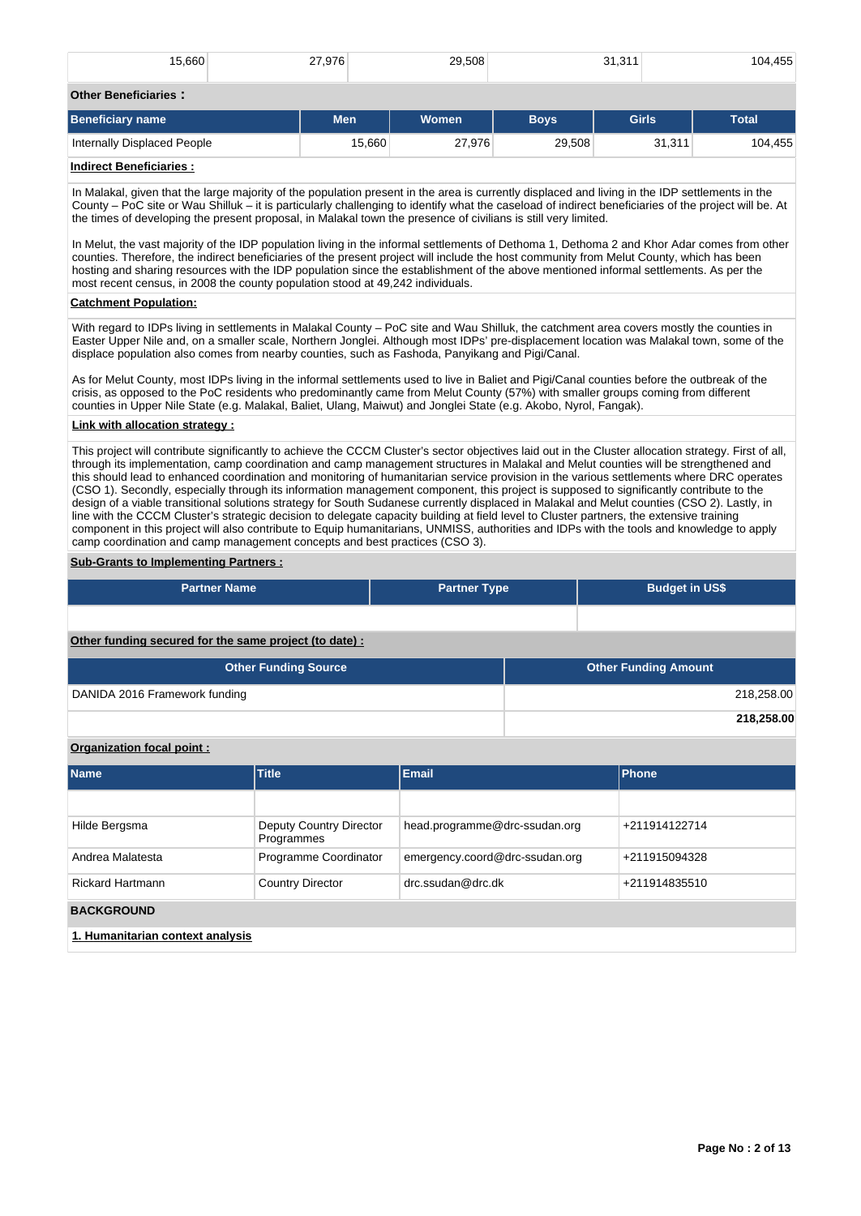| 15,660 | 27,976 | 29,508 | 31,311 | 104,455 |
|---|---|---|---|---|

**Other Beneficiaries :**

| Beneficiary name | Men | Women | Boys | Girls | Total |
|---|---|---|---|---|---|
| Internally Displaced People | 15,660 | 27,976 | 29,508 | 31,311 | 104,455 |

**Indirect Beneficiaries :**

In Malakal, given that the large majority of the population present in the area is currently displaced and living in the IDP settlements in the County – PoC site or Wau Shilluk – it is particularly challenging to identify what the caseload of indirect beneficiaries of the project will be. At the times of developing the present proposal, in Malakal town the presence of civilians is still very limited.

In Melut, the vast majority of the IDP population living in the informal settlements of Dethoma 1, Dethoma 2 and Khor Adar comes from other counties. Therefore, the indirect beneficiaries of the present project will include the host community from Melut County, which has been hosting and sharing resources with the IDP population since the establishment of the above mentioned informal settlements. As per the most recent census, in 2008 the county population stood at 49,242 individuals.

**Catchment Population:**

With regard to IDPs living in settlements in Malakal County – PoC site and Wau Shilluk, the catchment area covers mostly the counties in Easter Upper Nile and, on a smaller scale, Northern Jonglei. Although most IDPs' pre-displacement location was Malakal town, some of the displace population also comes from nearby counties, such as Fashoda, Panyikang and Pigi/Canal.

As for Melut County, most IDPs living in the informal settlements used to live in Baliet and Pigi/Canal counties before the outbreak of the crisis, as opposed to the PoC residents who predominantly came from Melut County (57%) with smaller groups coming from different counties in Upper Nile State (e.g. Malakal, Baliet, Ulang, Maiwut) and Jonglei State (e.g. Akobo, Nyrol, Fangak).

**Link with allocation strategy :**

This project will contribute significantly to achieve the CCCM Cluster's sector objectives laid out in the Cluster allocation strategy. First of all, through its implementation, camp coordination and camp management structures in Malakal and Melut counties will be strengthened and this should lead to enhanced coordination and monitoring of humanitarian service provision in the various settlements where DRC operates (CSO 1). Secondly, especially through its information management component, this project is supposed to significantly contribute to the design of a viable transitional solutions strategy for South Sudanese currently displaced in Malakal and Melut counties (CSO 2). Lastly, in line with the CCCM Cluster's strategic decision to delegate capacity building at field level to Cluster partners, the extensive training component in this project will also contribute to Equip humanitarians, UNMISS, authorities and IDPs with the tools and knowledge to apply camp coordination and camp management concepts and best practices (CSO 3).

**Sub-Grants to Implementing Partners :**

| Partner Name | Partner Type | Budget in US$ |
|---|---|---|
| | | |

**Other funding secured for the same project (to date) :**

| Other Funding Source | Other Funding Amount |
|---|---|
| DANIDA 2016 Framework funding | 218,258.00 |
| | **218,258.00** |

**Organization focal point :**

| Name | Title | Email | Phone |
|---|---|---|---|
| | | | |
| Hilde Bergsma | Deputy Country Director Programmes | head.programme@drc-ssudan.org | +211914122714 |
| Andrea Malatesta | Programme Coordinator | emergency.coord@drc-ssudan.org | +211915094328 |
| Rickard Hartmann | Country Director | drc.ssudan@drc.dk | +211914835510 |

**BACKGROUND**

**1. Humanitarian context analysis**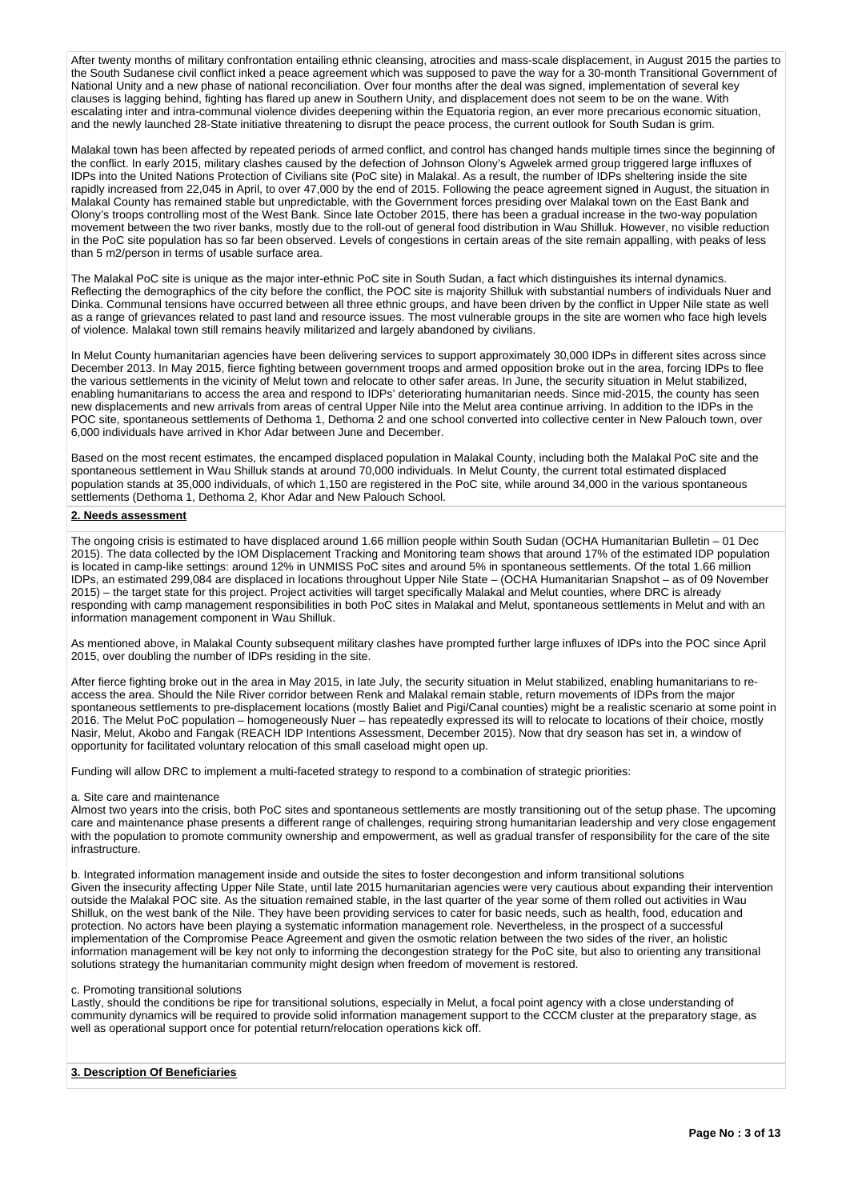After twenty months of military confrontation entailing ethnic cleansing, atrocities and mass-scale displacement, in August 2015 the parties to the South Sudanese civil conflict inked a peace agreement which was supposed to pave the way for a 30-month Transitional Government of National Unity and a new phase of national reconciliation. Over four months after the deal was signed, implementation of several key clauses is lagging behind, fighting has flared up anew in Southern Unity, and displacement does not seem to be on the wane. With escalating inter and intra-communal violence divides deepening within the Equatoria region, an ever more precarious economic situation, and the newly launched 28-State initiative threatening to disrupt the peace process, the current outlook for South Sudan is grim.

Malakal town has been affected by repeated periods of armed conflict, and control has changed hands multiple times since the beginning of the conflict. In early 2015, military clashes caused by the defection of Johnson Olony's Agwelek armed group triggered large influxes of IDPs into the United Nations Protection of Civilians site (PoC site) in Malakal. As a result, the number of IDPs sheltering inside the site rapidly increased from 22,045 in April, to over 47,000 by the end of 2015. Following the peace agreement signed in August, the situation in Malakal County has remained stable but unpredictable, with the Government forces presiding over Malakal town on the East Bank and Olony's troops controlling most of the West Bank. Since late October 2015, there has been a gradual increase in the two-way population movement between the two river banks, mostly due to the roll-out of general food distribution in Wau Shilluk. However, no visible reduction in the PoC site population has so far been observed. Levels of congestions in certain areas of the site remain appalling, with peaks of less than 5 m2/person in terms of usable surface area.

The Malakal PoC site is unique as the major inter-ethnic PoC site in South Sudan, a fact which distinguishes its internal dynamics. Reflecting the demographics of the city before the conflict, the POC site is majority Shilluk with substantial numbers of individuals Nuer and Dinka. Communal tensions have occurred between all three ethnic groups, and have been driven by the conflict in Upper Nile state as well as a range of grievances related to past land and resource issues. The most vulnerable groups in the site are women who face high levels of violence. Malakal town still remains heavily militarized and largely abandoned by civilians.

In Melut County humanitarian agencies have been delivering services to support approximately 30,000 IDPs in different sites across since December 2013. In May 2015, fierce fighting between government troops and armed opposition broke out in the area, forcing IDPs to flee the various settlements in the vicinity of Melut town and relocate to other safer areas. In June, the security situation in Melut stabilized, enabling humanitarians to access the area and respond to IDPs' deteriorating humanitarian needs. Since mid-2015, the county has seen new displacements and new arrivals from areas of central Upper Nile into the Melut area continue arriving. In addition to the IDPs in the POC site, spontaneous settlements of Dethoma 1, Dethoma 2 and one school converted into collective center in New Palouch town, over 6,000 individuals have arrived in Khor Adar between June and December.

Based on the most recent estimates, the encamped displaced population in Malakal County, including both the Malakal PoC site and the spontaneous settlement in Wau Shilluk stands at around 70,000 individuals. In Melut County, the current total estimated displaced population stands at 35,000 individuals, of which 1,150 are registered in the PoC site, while around 34,000 in the various spontaneous settlements (Dethoma 1, Dethoma 2, Khor Adar and New Palouch School.

## 2. Needs assessment

The ongoing crisis is estimated to have displaced around 1.66 million people within South Sudan (OCHA Humanitarian Bulletin – 01 Dec 2015). The data collected by the IOM Displacement Tracking and Monitoring team shows that around 17% of the estimated IDP population is located in camp-like settings: around 12% in UNMISS PoC sites and around 5% in spontaneous settlements. Of the total 1.66 million IDPs, an estimated 299,084 are displaced in locations throughout Upper Nile State – (OCHA Humanitarian Snapshot – as of 09 November 2015) – the target state for this project. Project activities will target specifically Malakal and Melut counties, where DRC is already responding with camp management responsibilities in both PoC sites in Malakal and Melut, spontaneous settlements in Melut and with an information management component in Wau Shilluk.

As mentioned above, in Malakal County subsequent military clashes have prompted further large influxes of IDPs into the POC since April 2015, over doubling the number of IDPs residing in the site.

After fierce fighting broke out in the area in May 2015, in late July, the security situation in Melut stabilized, enabling humanitarians to re-access the area. Should the Nile River corridor between Renk and Malakal remain stable, return movements of IDPs from the major spontaneous settlements to pre-displacement locations (mostly Baliet and Pigi/Canal counties) might be a realistic scenario at some point in 2016. The Melut PoC population – homogeneously Nuer – has repeatedly expressed its will to relocate to locations of their choice, mostly Nasir, Melut, Akobo and Fangak (REACH IDP Intentions Assessment, December 2015). Now that dry season has set in, a window of opportunity for facilitated voluntary relocation of this small caseload might open up.

Funding will allow DRC to implement a multi-faceted strategy to respond to a combination of strategic priorities:

a. Site care and maintenance
Almost two years into the crisis, both PoC sites and spontaneous settlements are mostly transitioning out of the setup phase. The upcoming care and maintenance phase presents a different range of challenges, requiring strong humanitarian leadership and very close engagement with the population to promote community ownership and empowerment, as well as gradual transfer of responsibility for the care of the site infrastructure.

b. Integrated information management inside and outside the sites to foster decongestion and inform transitional solutions
Given the insecurity affecting Upper Nile State, until late 2015 humanitarian agencies were very cautious about expanding their intervention outside the Malakal POC site. As the situation remained stable, in the last quarter of the year some of them rolled out activities in Wau Shilluk, on the west bank of the Nile. They have been providing services to cater for basic needs, such as health, food, education and protection. No actors have been playing a systematic information management role. Nevertheless, in the prospect of a successful implementation of the Compromise Peace Agreement and given the osmotic relation between the two sides of the river, an holistic information management will be key not only to informing the decongestion strategy for the PoC site, but also to orienting any transitional solutions strategy the humanitarian community might design when freedom of movement is restored.

c. Promoting transitional solutions
Lastly, should the conditions be ripe for transitional solutions, especially in Melut, a focal point agency with a close understanding of community dynamics will be required to provide solid information management support to the CCCM cluster at the preparatory stage, as well as operational support once for potential return/relocation operations kick off.

## 3. Description Of Beneficiaries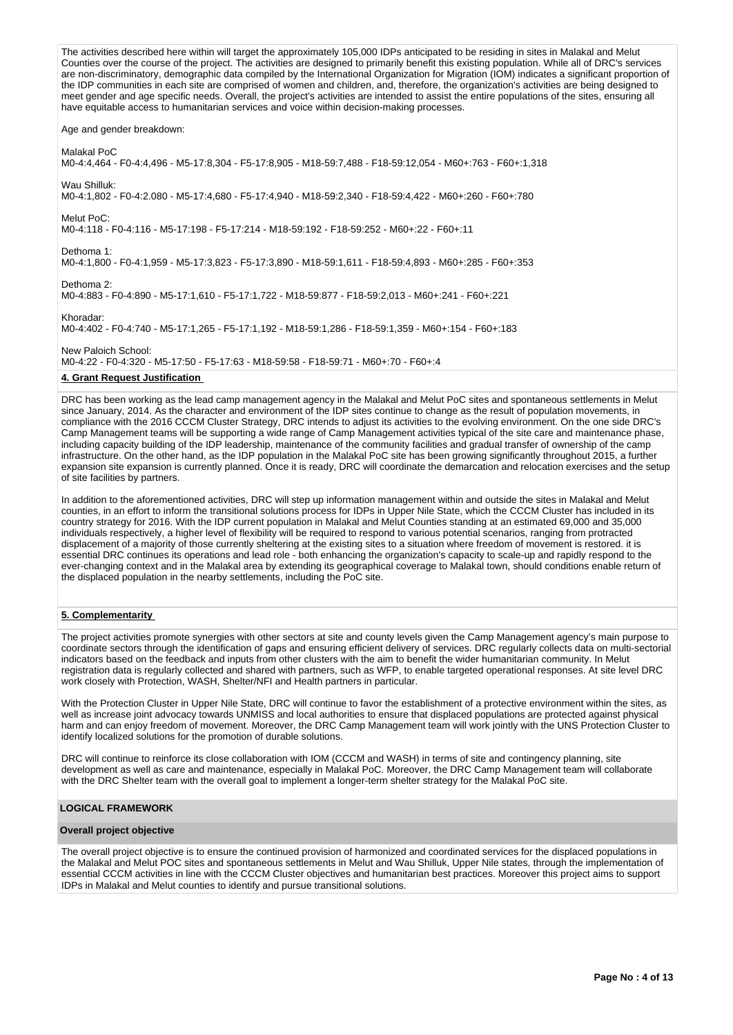The activities described here within will target the approximately 105,000 IDPs anticipated to be residing in sites in Malakal and Melut Counties over the course of the project. The activities are designed to primarily benefit this existing population. While all of DRC's services are non-discriminatory, demographic data compiled by the International Organization for Migration (IOM) indicates a significant proportion of the IDP communities in each site are comprised of women and children, and, therefore, the organization's activities are being designed to meet gender and age specific needs. Overall, the project's activities are intended to assist the entire populations of the sites, ensuring all have equitable access to humanitarian services and voice within decision-making processes.

Age and gender breakdown:

Malakal PoC
M0-4:4,464 - F0-4:4,496 - M5-17:8,304 - F5-17:8,905 - M18-59:7,488 - F18-59:12,054 - M60+:763 - F60+:1,318

Wau Shilluk:
M0-4:1,802 - F0-4:2.080 - M5-17:4,680 - F5-17:4,940 - M18-59:2,340 - F18-59:4,422 - M60+:260 - F60+:780

Melut PoC:
M0-4:118 - F0-4:116 - M5-17:198 - F5-17:214 - M18-59:192 - F18-59:252 - M60+:22 - F60+:11

Dethoma 1:
M0-4:1,800 - F0-4:1,959 - M5-17:3,823 - F5-17:3,890 - M18-59:1,611 - F18-59:4,893 - M60+:285 - F60+:353

Dethoma 2:
M0-4:883 - F0-4:890 - M5-17:1,610 - F5-17:1,722 - M18-59:877 - F18-59:2,013 - M60+:241 - F60+:221

Khoradar:
M0-4:402 - F0-4:740 - M5-17:1,265 - F5-17:1,192 - M18-59:1,286 - F18-59:1,359 - M60+:154 - F60+:183

New Paloich School:
M0-4:22 - F0-4:320 - M5-17:50 - F5-17:63 - M18-59:58 - F18-59:71 - M60+:70 - F60+:4

**4. Grant Request Justification**

DRC has been working as the lead camp management agency in the Malakal and Melut PoC sites and spontaneous settlements in Melut since January, 2014. As the character and environment of the IDP sites continue to change as the result of population movements, in compliance with the 2016 CCCM Cluster Strategy, DRC intends to adjust its activities to the evolving environment. On the one side DRC's Camp Management teams will be supporting a wide range of Camp Management activities typical of the site care and maintenance phase, including capacity building of the IDP leadership, maintenance of the community facilities and gradual transfer of ownership of the camp infrastructure. On the other hand, as the IDP population in the Malakal PoC site has been growing significantly throughout 2015, a further expansion site expansion is currently planned. Once it is ready, DRC will coordinate the demarcation and relocation exercises and the setup of site facilities by partners.

In addition to the aforementioned activities, DRC will step up information management within and outside the sites in Malakal and Melut counties, in an effort to inform the transitional solutions process for IDPs in Upper Nile State, which the CCCM Cluster has included in its country strategy for 2016. With the IDP current population in Malakal and Melut Counties standing at an estimated 69,000 and 35,000 individuals respectively, a higher level of flexibility will be required to respond to various potential scenarios, ranging from protracted displacement of a majority of those currently sheltering at the existing sites to a situation where freedom of movement is restored. it is essential DRC continues its operations and lead role - both enhancing the organization's capacity to scale-up and rapidly respond to the ever-changing context and in the Malakal area by extending its geographical coverage to Malakal town, should conditions enable return of the displaced population in the nearby settlements, including the PoC site.

**5. Complementarity**

The project activities promote synergies with other sectors at site and county levels given the Camp Management agency's main purpose to coordinate sectors through the identification of gaps and ensuring efficient delivery of services. DRC regularly collects data on multi-sectorial indicators based on the feedback and inputs from other clusters with the aim to benefit the wider humanitarian community. In Melut registration data is regularly collected and shared with partners, such as WFP, to enable targeted operational responses. At site level DRC work closely with Protection, WASH, Shelter/NFI and Health partners in particular.

With the Protection Cluster in Upper Nile State, DRC will continue to favor the establishment of a protective environment within the sites, as well as increase joint advocacy towards UNMISS and local authorities to ensure that displaced populations are protected against physical harm and can enjoy freedom of movement. Moreover, the DRC Camp Management team will work jointly with the UNS Protection Cluster to identify localized solutions for the promotion of durable solutions.

DRC will continue to reinforce its close collaboration with IOM (CCCM and WASH) in terms of site and contingency planning, site development as well as care and maintenance, especially in Malakal PoC. Moreover, the DRC Camp Management team will collaborate with the DRC Shelter team with the overall goal to implement a longer-term shelter strategy for the Malakal PoC site.

## LOGICAL FRAMEWORK

### Overall project objective

The overall project objective is to ensure the continued provision of harmonized and coordinated services for the displaced populations in the Malakal and Melut POC sites and spontaneous settlements in Melut and Wau Shilluk, Upper Nile states, through the implementation of essential CCCM activities in line with the CCCM Cluster objectives and humanitarian best practices. Moreover this project aims to support IDPs in Malakal and Melut counties to identify and pursue transitional solutions.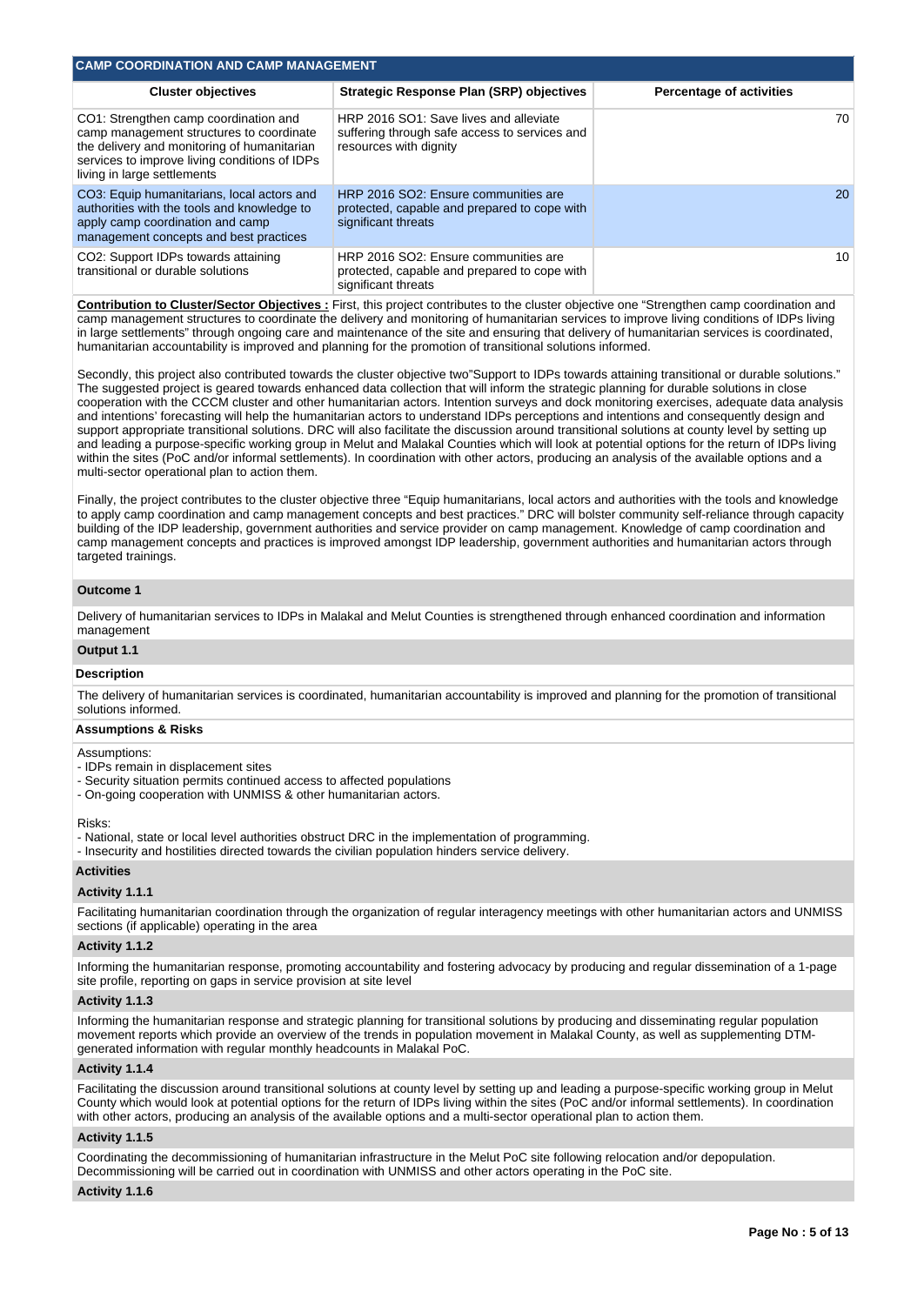## CAMP COORDINATION AND CAMP MANAGEMENT

| Cluster objectives | Strategic Response Plan (SRP) objectives | Percentage of activities |
|---|---|---|
| CO1: Strengthen camp coordination and camp management structures to coordinate the delivery and monitoring of humanitarian services to improve living conditions of IDPs living in large settlements | HRP 2016 SO1: Save lives and alleviate suffering through safe access to services and resources with dignity | 70 |
| CO3: Equip humanitarians, local actors and authorities with the tools and knowledge to apply camp coordination and camp management concepts and best practices | HRP 2016 SO2: Ensure communities are protected, capable and prepared to cope with significant threats | 20 |
| CO2: Support IDPs towards attaining transitional or durable solutions | HRP 2016 SO2: Ensure communities are protected, capable and prepared to cope with significant threats | 10 |

**Contribution to Cluster/Sector Objectives :** First, this project contributes to the cluster objective one "Strengthen camp coordination and camp management structures to coordinate the delivery and monitoring of humanitarian services to improve living conditions of IDPs living in large settlements" through ongoing care and maintenance of the site and ensuring that delivery of humanitarian services is coordinated, humanitarian accountability is improved and planning for the promotion of transitional solutions informed.

Secondly, this project also contributed towards the cluster objective two"Support to IDPs towards attaining transitional or durable solutions." The suggested project is geared towards enhanced data collection that will inform the strategic planning for durable solutions in close cooperation with the CCCM cluster and other humanitarian actors. Intention surveys and dock monitoring exercises, adequate data analysis and intentions' forecasting will help the humanitarian actors to understand IDPs perceptions and intentions and consequently design and support appropriate transitional solutions. DRC will also facilitate the discussion around transitional solutions at county level by setting up and leading a purpose-specific working group in Melut and Malakal Counties which will look at potential options for the return of IDPs living within the sites (PoC and/or informal settlements). In coordination with other actors, producing an analysis of the available options and a multi-sector operational plan to action them.

Finally, the project contributes to the cluster objective three "Equip humanitarians, local actors and authorities with the tools and knowledge to apply camp coordination and camp management concepts and best practices." DRC will bolster community self-reliance through capacity building of the IDP leadership, government authorities and service provider on camp management. Knowledge of camp coordination and camp management concepts and practices is improved amongst IDP leadership, government authorities and humanitarian actors through targeted trainings.

### Outcome 1

Delivery of humanitarian services to IDPs in Malakal and Melut Counties is strengthened through enhanced coordination and information management

### Output 1.1

#### Description

The delivery of humanitarian services is coordinated, humanitarian accountability is improved and planning for the promotion of transitional solutions informed.

#### Assumptions & Risks

Assumptions:
- IDPs remain in displacement sites
- Security situation permits continued access to affected populations
- On-going cooperation with UNMISS & other humanitarian actors.

Risks:
- National, state or local level authorities obstruct DRC in the implementation of programming.
- Insecurity and hostilities directed towards the civilian population hinders service delivery.

#### Activities

**Activity 1.1.1**

Facilitating humanitarian coordination through the organization of regular interagency meetings with other humanitarian actors and UNMISS sections (if applicable) operating in the area

**Activity 1.1.2**

Informing the humanitarian response, promoting accountability and fostering advocacy by producing and regular dissemination of a 1-page site profile, reporting on gaps in service provision at site level

**Activity 1.1.3**

Informing the humanitarian response and strategic planning for transitional solutions by producing and disseminating regular population movement reports which provide an overview of the trends in population movement in Malakal County, as well as supplementing DTM-generated information with regular monthly headcounts in Malakal PoC.

**Activity 1.1.4**

Facilitating the discussion around transitional solutions at county level by setting up and leading a purpose-specific working group in Melut County which would look at potential options for the return of IDPs living within the sites (PoC and/or informal settlements). In coordination with other actors, producing an analysis of the available options and a multi-sector operational plan to action them.

**Activity 1.1.5**

Coordinating the decommissioning of humanitarian infrastructure in the Melut PoC site following relocation and/or depopulation. Decommissioning will be carried out in coordination with UNMISS and other actors operating in the PoC site.

**Activity 1.1.6**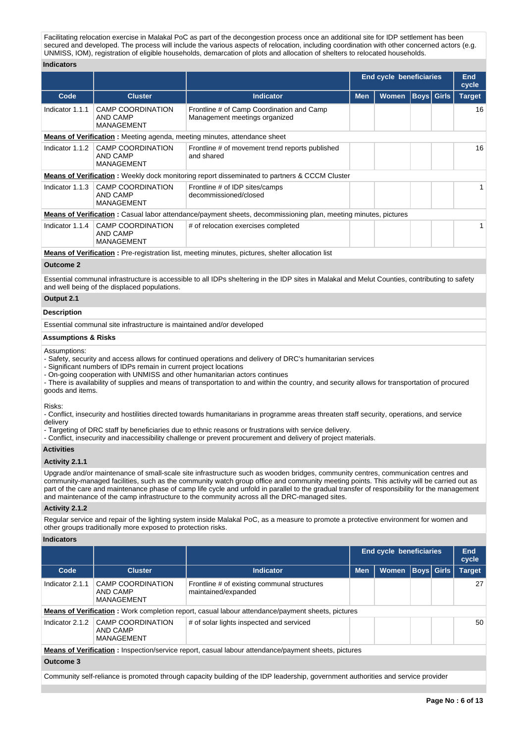Facilitating relocation exercise in Malakal PoC as part of the decongestion process once an additional site for IDP settlement has been secured and developed. The process will include the various aspects of relocation, including coordination with other concerned actors (e.g. UNMISS, IOM), registration of eligible households, demarcation of plots and allocation of shelters to relocated households.

**Indicators**

| | | | End cycle beneficiaries | | | | End cycle |
|---|---|---|---|---|---|---|---|
| Code | Cluster | Indicator | Men | Women | Boys | Girls | Target |
| Indicator 1.1.1 | CAMP COORDINATION AND CAMP MANAGEMENT | Frontline # of Camp Coordination and Camp Management meetings organized | | | | | 16 |

**Means of Verification :** Meeting agenda, meeting minutes, attendance sheet

| Code | Cluster | Indicator | Men | Women | Boys | Girls | Target |
|---|---|---|---|---|---|---|---|
| Indicator 1.1.2 | CAMP COORDINATION AND CAMP MANAGEMENT | Frontline # of movement trend reports published and shared | | | | | 16 |

**Means of Verification :** Weekly dock monitoring report disseminated to partners & CCCM Cluster

| Code | Cluster | Indicator | Men | Women | Boys | Girls | Target |
|---|---|---|---|---|---|---|---|
| Indicator 1.1.3 | CAMP COORDINATION AND CAMP MANAGEMENT | Frontline # of IDP sites/camps decommissioned/closed | | | | | 1 |

**Means of Verification :** Casual labor attendance/payment sheets, decommissioning plan, meeting minutes, pictures

| Code | Cluster | Indicator | Men | Women | Boys | Girls | Target |
|---|---|---|---|---|---|---|---|
| Indicator 1.1.4 | CAMP COORDINATION AND CAMP MANAGEMENT | # of relocation exercises completed | | | | | 1 |

**Means of Verification :** Pre-registration list, meeting minutes, pictures, shelter allocation list

**Outcome 2**

Essential communal infrastructure is accessible to all IDPs sheltering in the IDP sites in Malakal and Melut Counties, contributing to safety and well being of the displaced populations.

**Output 2.1**

**Description**

Essential communal site infrastructure is maintained and/or developed

**Assumptions & Risks**

Assumptions:
- Safety, security and access allows for continued operations and delivery of DRC's humanitarian services
- Significant numbers of IDPs remain in current project locations
- On-going cooperation with UNMISS and other humanitarian actors continues
- There is availability of supplies and means of transportation to and within the country, and security allows for transportation of procured goods and items.

Risks:
- Conflict, insecurity and hostilities directed towards humanitarians in programme areas threaten staff security, operations, and service delivery
- Targeting of DRC staff by beneficiaries due to ethnic reasons or frustrations with service delivery.
- Conflict, insecurity and inaccessibility challenge or prevent procurement and delivery of project materials.

**Activities**

**Activity 2.1.1**

Upgrade and/or maintenance of small-scale site infrastructure such as wooden bridges, community centres, communication centres and community-managed facilities, such as the community watch group office and community meeting points. This activity will be carried out as part of the care and maintenance phase of camp life cycle and unfold in parallel to the gradual transfer of responsibility for the management and maintenance of the camp infrastructure to the community across all the DRC-managed sites.

**Activity 2.1.2**

Regular service and repair of the lighting system inside Malakal PoC, as a measure to promote a protective environment for women and other groups traditionally more exposed to protection risks.

**Indicators**

| | | | End cycle beneficiaries | | | | End cycle |
|---|---|---|---|---|---|---|---|
| Code | Cluster | Indicator | Men | Women | Boys | Girls | Target |
| Indicator 2.1.1 | CAMP COORDINATION AND CAMP MANAGEMENT | Frontline # of existing communal structures maintained/expanded | | | | | 27 |

**Means of Verification :** Work completion report, casual labour attendance/payment sheets, pictures

| Code | Cluster | Indicator | Men | Women | Boys | Girls | Target |
|---|---|---|---|---|---|---|---|
| Indicator 2.1.2 | CAMP COORDINATION AND CAMP MANAGEMENT | # of solar lights inspected and serviced | | | | | 50 |

**Means of Verification :** Inspection/service report, casual labour attendance/payment sheets, pictures

**Outcome 3**

Community self-reliance is promoted through capacity building of the IDP leadership, government authorities and service provider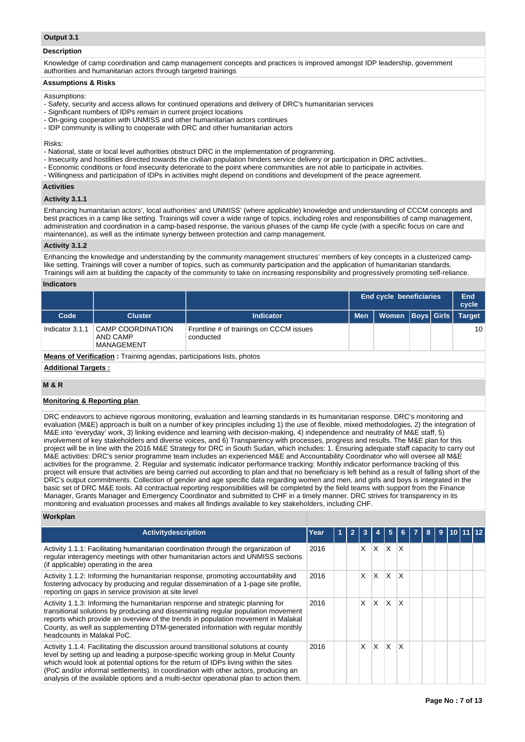## Output 3.1

### Description

Knowledge of camp coordination and camp management concepts and practices is improved amongst IDP leadership, government authorities and humanitarian actors through targeted trainings

### Assumptions & Risks

Assumptions:
- Safety, security and access allows for continued operations and delivery of DRC's humanitarian services
- Significant numbers of IDPs remain in current project locations
- On-going cooperation with UNMISS and other humanitarian actors continues
- IDP community is willing to cooperate with DRC and other humanitarian actors

Risks:
- National, state or local level authorities obstruct DRC in the implementation of programming.
- Insecurity and hostilities directed towards the civilian population hinders service delivery or participation in DRC activities..
- Economic conditions or food insecurity deteriorate to the point where communities are not able to participate in activities.
- Willingness and participation of IDPs in activities might depend on conditions and development of the peace agreement.

### Activities

#### Activity 3.1.1

Enhancing humanitarian actors', local authorities' and UNMISS' (where applicable) knowledge and understanding of CCCM concepts and best practices in a camp like setting. Trainings will cover a wide range of topics, including roles and responsibilities of camp management, administration and coordination in a camp-based response, the various phases of the camp life cycle (with a specific focus on care and maintenance), as well as the intimate synergy between protection and camp management.

#### Activity 3.1.2

Enhancing the knowledge and understanding by the community management structures' members of key concepts in a clusterized camp-like setting. Trainings will cover a number of topics, such as community participation and the application of humanitarian standards. Trainings will aim at building the capacity of the community to take on increasing responsibility and progressively promoting self-reliance.

### Indicators

| | | | End cycle beneficiaries | | | | End cycle |
|---|---|---|---|---|---|---|---|
| **Code** | **Cluster** | **Indicator** | **Men** | **Women** | **Boys** | **Girls** | **Target** |
| Indicator 3.1.1 | CAMP COORDINATION AND CAMP MANAGEMENT | Frontline # of trainings on CCCM issues conducted | | | | | 10 |

**Means of Verification :** Training agendas, participations lists, photos

**Additional Targets :**

## M & R

### Monitoring & Reporting plan

DRC endeavors to achieve rigorous monitoring, evaluation and learning standards in its humanitarian response. DRC's monitoring and evaluation (M&E) approach is built on a number of key principles including 1) the use of flexible, mixed methodologies, 2) the integration of M&E into 'everyday' work, 3) linking evidence and learning with decision-making, 4) independence and neutrality of M&E staff, 5) involvement of key stakeholders and diverse voices, and 6) Transparency with processes, progress and results. The M&E plan for this project will be in line with the 2016 M&E Strategy for DRC in South Sudan, which includes: 1. Ensuring adequate staff capacity to carry out M&E activities: DRC's senior programme team includes an experienced M&E and Accountability Coordinator who will oversee all M&E activities for the programme. 2. Regular and systematic indicator performance tracking: Monthly indicator performance tracking of this project will ensure that activities are being carried out according to plan and that no beneficiary is left behind as a result of falling short of the DRC's output commitments. Collection of gender and age specific data regarding women and men, and girls and boys is integrated in the basic set of DRC M&E tools. All contractual reporting responsibilities will be completed by the field teams with support from the Finance Manager, Grants Manager and Emergency Coordinator and submitted to CHF in a timely manner. DRC strives for transparency in its monitoring and evaluation processes and makes all findings available to key stakeholders, including CHF.

### Workplan

| Activitydescription | Year | 1 | 2 | 3 | 4 | 5 | 6 | 7 | 8 | 9 | 10 | 11 | 12 |
|---|---|---|---|---|---|---|---|---|---|---|---|---|---|
| Activity 1.1.1: Facilitating humanitarian coordination through the organization of regular interagency meetings with other humanitarian actors and UNMISS sections (if applicable) operating in the area | 2016 | | | X | X | X | X | | | | | | |
| Activity 1.1.2: Informing the humanitarian response, promoting accountability and fostering advocacy by producing and regular dissemination of a 1-page site profile, reporting on gaps in service provision at site level | 2016 | | | X | X | X | X | | | | | | |
| Activity 1.1.3: Informing the humanitarian response and strategic planning for transitional solutions by producing and disseminating regular population movement reports which provide an overview of the trends in population movement in Malakal County, as well as supplementing DTM-generated information with regular monthly headcounts in Malakal PoC. | 2016 | | | X | X | X | X | | | | | | |
| Activity 1.1.4: Facilitating the discussion around transitional solutions at county level by setting up and leading a purpose-specific working group in Melut County which would look at potential options for the return of IDPs living within the sites (PoC and/or informal settlements). In coordination with other actors, producing an analysis of the available options and a multi-sector operational plan to action them. | 2016 | | | X | X | X | X | | | | | | |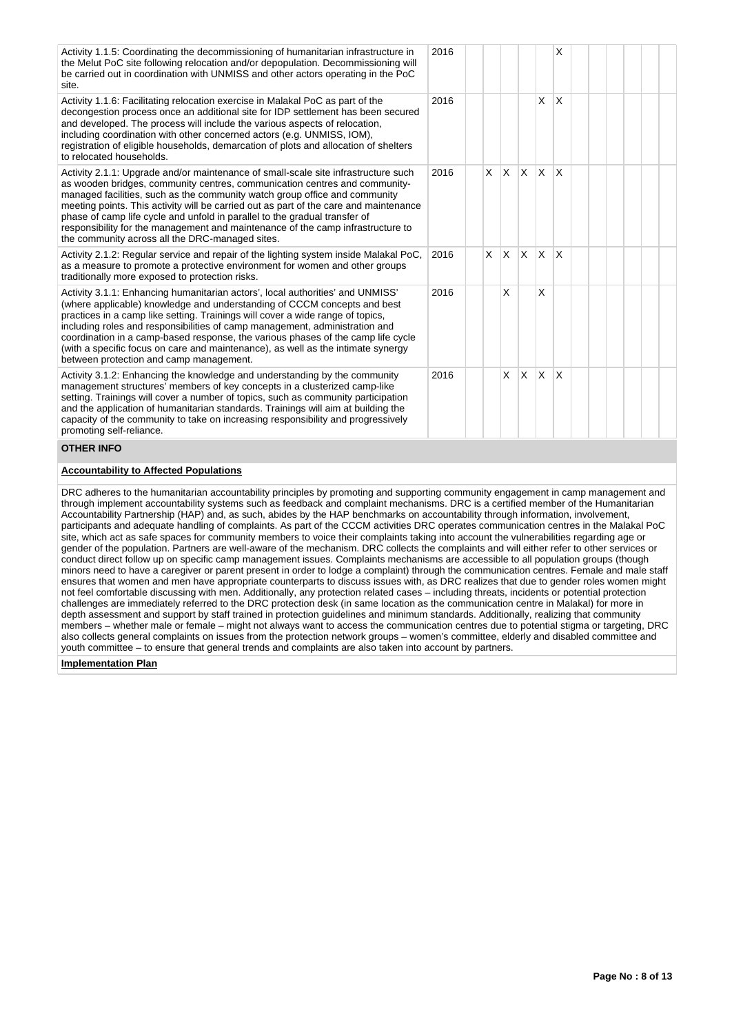| Activity | Year | 1 | 2 | 3 | 4 | 5 | 6 | 7 | 8 | 9 | 10 | 11 | 12 |
|---|---|---|---|---|---|---|---|---|---|---|---|---|---|
| Activity 1.1.5: Coordinating the decommissioning of humanitarian infrastructure in the Melut PoC site following relocation and/or depopulation. Decommissioning will be carried out in coordination with UNMISS and other actors operating in the PoC site. | 2016 | | | | | | X | | | | | | |
| Activity 1.1.6: Facilitating relocation exercise in Malakal PoC as part of the decongestion process once an additional site for IDP settlement has been secured and developed. The process will include the various aspects of relocation, including coordination with other concerned actors (e.g. UNMISS, IOM), registration of eligible households, demarcation of plots and allocation of shelters to relocated households. | 2016 | | | | | X | X | | | | | | |
| Activity 2.1.1: Upgrade and/or maintenance of small-scale site infrastructure such as wooden bridges, community centres, communication centres and community-managed facilities, such as the community watch group office and community meeting points. This activity will be carried out as part of the care and maintenance phase of camp life cycle and unfold in parallel to the gradual transfer of responsibility for the management and maintenance of the camp infrastructure to the community across all the DRC-managed sites. | 2016 | | X | X | X | X | X | | | | | | |
| Activity 2.1.2: Regular service and repair of the lighting system inside Malakal PoC, as a measure to promote a protective environment for women and other groups traditionally more exposed to protection risks. | 2016 | | X | X | X | X | X | | | | | | |
| Activity 3.1.1: Enhancing humanitarian actors', local authorities' and UNMISS' (where applicable) knowledge and understanding of CCCM concepts and best practices in a camp like setting. Trainings will cover a wide range of topics, including roles and responsibilities of camp management, administration and coordination in a camp-based response, the various phases of the camp life cycle (with a specific focus on care and maintenance), as well as the intimate synergy between protection and camp management. | 2016 | | | X | | X | | | | | | | |
| Activity 3.1.2: Enhancing the knowledge and understanding by the community management structures' members of key concepts in a clusterized camp-like setting. Trainings will cover a number of topics, such as community participation and the application of humanitarian standards. Trainings will aim at building the capacity of the community to take on increasing responsibility and progressively promoting self-reliance. | 2016 | | | X | X | X | X | | | | | | |

## OTHER INFO

### Accountability to Affected Populations

DRC adheres to the humanitarian accountability principles by promoting and supporting community engagement in camp management and through implement accountability systems such as feedback and complaint mechanisms. DRC is a certified member of the Humanitarian Accountability Partnership (HAP) and, as such, abides by the HAP benchmarks on accountability through information, involvement, participants and adequate handling of complaints. As part of the CCCM activities DRC operates communication centres in the Malakal PoC site, which act as safe spaces for community members to voice their complaints taking into account the vulnerabilities regarding age or gender of the population. Partners are well-aware of the mechanism. DRC collects the complaints and will either refer to other services or conduct direct follow up on specific camp management issues. Complaints mechanisms are accessible to all population groups (though minors need to have a caregiver or parent present in order to lodge a complaint) through the communication centres. Female and male staff ensures that women and men have appropriate counterparts to discuss issues with, as DRC realizes that due to gender roles women might not feel comfortable discussing with men. Additionally, any protection related cases – including threats, incidents or potential protection challenges are immediately referred to the DRC protection desk (in same location as the communication centre in Malakal) for more in depth assessment and support by staff trained in protection guidelines and minimum standards. Additionally, realizing that community members – whether male or female – might not always want to access the communication centres due to potential stigma or targeting, DRC also collects general complaints on issues from the protection network groups – women's committee, elderly and disabled committee and youth committee – to ensure that general trends and complaints are also taken into account by partners.

### Implementation Plan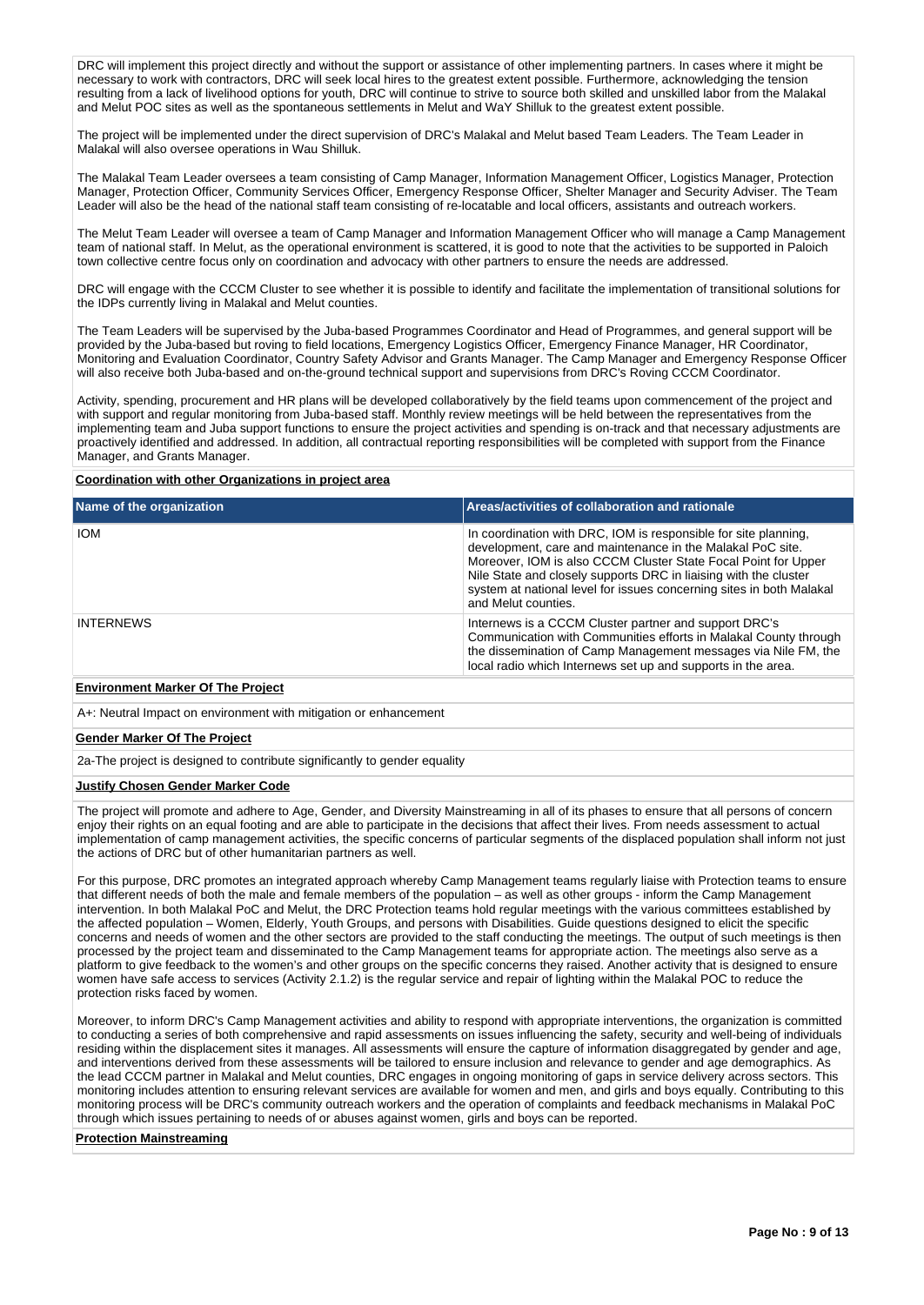DRC will implement this project directly and without the support or assistance of other implementing partners. In cases where it might be necessary to work with contractors, DRC will seek local hires to the greatest extent possible. Furthermore, acknowledging the tension resulting from a lack of livelihood options for youth, DRC will continue to strive to source both skilled and unskilled labor from the Malakal and Melut POC sites as well as the spontaneous settlements in Melut and WaY Shilluk to the greatest extent possible.

The project will be implemented under the direct supervision of DRC's Malakal and Melut based Team Leaders. The Team Leader in Malakal will also oversee operations in Wau Shilluk.

The Malakal Team Leader oversees a team consisting of Camp Manager, Information Management Officer, Logistics Manager, Protection Manager, Protection Officer, Community Services Officer, Emergency Response Officer, Shelter Manager and Security Adviser. The Team Leader will also be the head of the national staff team consisting of re-locatable and local officers, assistants and outreach workers.

The Melut Team Leader will oversee a team of Camp Manager and Information Management Officer who will manage a Camp Management team of national staff. In Melut, as the operational environment is scattered, it is good to note that the activities to be supported in Paloich town collective centre focus only on coordination and advocacy with other partners to ensure the needs are addressed.

DRC will engage with the CCCM Cluster to see whether it is possible to identify and facilitate the implementation of transitional solutions for the IDPs currently living in Malakal and Melut counties.

The Team Leaders will be supervised by the Juba-based Programmes Coordinator and Head of Programmes, and general support will be provided by the Juba-based but roving to field locations, Emergency Logistics Officer, Emergency Finance Manager, HR Coordinator, Monitoring and Evaluation Coordinator, Country Safety Advisor and Grants Manager. The Camp Manager and Emergency Response Officer will also receive both Juba-based and on-the-ground technical support and supervisions from DRC's Roving CCCM Coordinator.

Activity, spending, procurement and HR plans will be developed collaboratively by the field teams upon commencement of the project and with support and regular monitoring from Juba-based staff. Monthly review meetings will be held between the representatives from the implementing team and Juba support functions to ensure the project activities and spending is on-track and that necessary adjustments are proactively identified and addressed. In addition, all contractual reporting responsibilities will be completed with support from the Finance Manager, and Grants Manager.

**Coordination with other Organizations in project area**

| Name of the organization | Areas/activities of collaboration and rationale |
|---|---|
| IOM | In coordination with DRC, IOM is responsible for site planning, development, care and maintenance in the Malakal PoC site. Moreover, IOM is also CCCM Cluster State Focal Point for Upper Nile State and closely supports DRC in liaising with the cluster system at national level for issues concerning sites in both Malakal and Melut counties. |
| INTERNEWS | Internews is a CCCM Cluster partner and support DRC's Communication with Communities efforts in Malakal County through the dissemination of Camp Management messages via Nile FM, the local radio which Internews set up and supports in the area. |

**Environment Marker Of The Project**

A+: Neutral Impact on environment with mitigation or enhancement

**Gender Marker Of The Project**

2a-The project is designed to contribute significantly to gender equality

**Justify Chosen Gender Marker Code**

The project will promote and adhere to Age, Gender, and Diversity Mainstreaming in all of its phases to ensure that all persons of concern enjoy their rights on an equal footing and are able to participate in the decisions that affect their lives. From needs assessment to actual implementation of camp management activities, the specific concerns of particular segments of the displaced population shall inform not just the actions of DRC but of other humanitarian partners as well.

For this purpose, DRC promotes an integrated approach whereby Camp Management teams regularly liaise with Protection teams to ensure that different needs of both the male and female members of the population – as well as other groups - inform the Camp Management intervention. In both Malakal PoC and Melut, the DRC Protection teams hold regular meetings with the various committees established by the affected population – Women, Elderly, Youth Groups, and persons with Disabilities. Guide questions designed to elicit the specific concerns and needs of women and the other sectors are provided to the staff conducting the meetings. The output of such meetings is then processed by the project team and disseminated to the Camp Management teams for appropriate action. The meetings also serve as a platform to give feedback to the women's and other groups on the specific concerns they raised. Another activity that is designed to ensure women have safe access to services (Activity 2.1.2) is the regular service and repair of lighting within the Malakal POC to reduce the protection risks faced by women.

Moreover, to inform DRC's Camp Management activities and ability to respond with appropriate interventions, the organization is committed to conducting a series of both comprehensive and rapid assessments on issues influencing the safety, security and well-being of individuals residing within the displacement sites it manages. All assessments will ensure the capture of information disaggregated by gender and age, and interventions derived from these assessments will be tailored to ensure inclusion and relevance to gender and age demographics. As the lead CCCM partner in Malakal and Melut counties, DRC engages in ongoing monitoring of gaps in service delivery across sectors. This monitoring includes attention to ensuring relevant services are available for women and men, and girls and boys equally. Contributing to this monitoring process will be DRC's community outreach workers and the operation of complaints and feedback mechanisms in Malakal PoC through which issues pertaining to needs of or abuses against women, girls and boys can be reported.

**Protection Mainstreaming**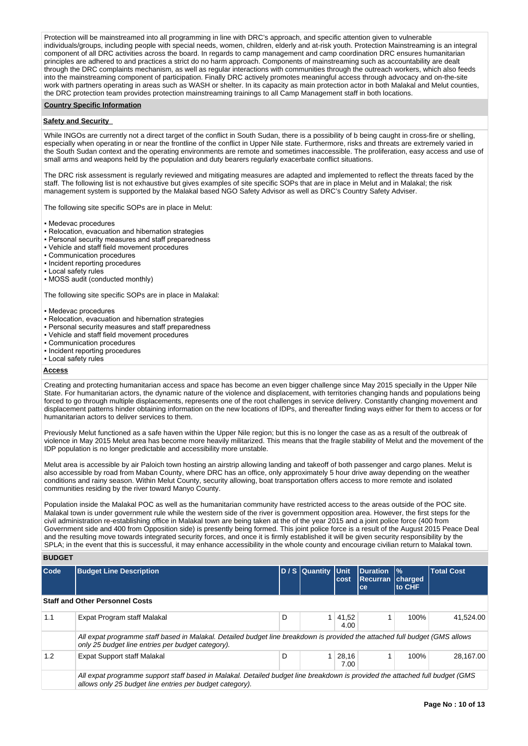Protection will be mainstreamed into all programming in line with DRC's approach, and specific attention given to vulnerable individuals/groups, including people with special needs, women, children, elderly and at-risk youth. Protection Mainstreaming is an integral component of all DRC activities across the board. In regards to camp management and camp coordination DRC ensures humanitarian principles are adhered to and practices a strict do no harm approach. Components of mainstreaming such as accountability are dealt through the DRC complaints mechanism, as well as regular interactions with communities through the outreach workers, which also feeds into the mainstreaming component of participation. Finally DRC actively promotes meaningful access through advocacy and on-the-site work with partners operating in areas such as WASH or shelter. In its capacity as main protection actor in both Malakal and Melut counties, the DRC protection team provides protection mainstreaming trainings to all Camp Management staff in both locations.

**Country Specific Information**

**Safety and Security**

While INGOs are currently not a direct target of the conflict in South Sudan, there is a possibility of b being caught in cross-fire or shelling, especially when operating in or near the frontline of the conflict in Upper Nile state. Furthermore, risks and threats are extremely varied in the South Sudan context and the operating environments are remote and sometimes inaccessible. The proliferation, easy access and use of small arms and weapons held by the population and duty bearers regularly exacerbate conflict situations.

The DRC risk assessment is regularly reviewed and mitigating measures are adapted and implemented to reflect the threats faced by the staff. The following list is not exhaustive but gives examples of site specific SOPs that are in place in Melut and in Malakal; the risk management system is supported by the Malakal based NGO Safety Advisor as well as DRC's Country Safety Adviser.

The following site specific SOPs are in place in Melut:

- Medevac procedures
- Relocation, evacuation and hibernation strategies
- Personal security measures and staff preparedness
- Vehicle and staff field movement procedures
- Communication procedures
- Incident reporting procedures
- Local safety rules
- MOSS audit (conducted monthly)

The following site specific SOPs are in place in Malakal:

- Medevac procedures
- Relocation, evacuation and hibernation strategies
- Personal security measures and staff preparedness
- Vehicle and staff field movement procedures
- Communication procedures
- Incident reporting procedures
- Local safety rules

**Access**

Creating and protecting humanitarian access and space has become an even bigger challenge since May 2015 specially in the Upper Nile State. For humanitarian actors, the dynamic nature of the violence and displacement, with territories changing hands and populations being forced to go through multiple displacements, represents one of the root challenges in service delivery. Constantly changing movement and displacement patterns hinder obtaining information on the new locations of IDPs, and thereafter finding ways either for them to access or for humanitarian actors to deliver services to them.

Previously Melut functioned as a safe haven within the Upper Nile region; but this is no longer the case as as a result of the outbreak of violence in May 2015 Melut area has become more heavily militarized. This means that the fragile stability of Melut and the movement of the IDP population is no longer predictable and accessibility more unstable.

Melut area is accessible by air Paloich town hosting an airstrip allowing landing and takeoff of both passenger and cargo planes. Melut is also accessible by road from Maban County, where DRC has an office, only approximately 5 hour drive away depending on the weather conditions and rainy season. Within Melut County, security allowing, boat transportation offers access to more remote and isolated communities residing by the river toward Manyo County.

Population inside the Malakal POC as well as the humanitarian community have restricted access to the areas outside of the POC site. Malakal town is under government rule while the western side of the river is government opposition area. However, the first steps for the civil administration re-establishing office in Malakal town are being taken at the of the year 2015 and a joint police force (400 from Government side and 400 from Opposition side) is presently being formed. This joint police force is a result of the August 2015 Peace Deal and the resulting move towards integrated security forces, and once it is firmly established it will be given security responsibility by the SPLA; in the event that this is successful, it may enhance accessibility in the whole county and encourage civilian return to Malakal town.

## BUDGET

| Code | Budget Line Description | D / S | Quantity | Unit cost | Duration Recurrance | % charged to CHF | Total Cost |
|---|---|---|---|---|---|---|---|
| **Staff and Other Personnel Costs** | | | | | | | |
| 1.1 | Expat Program staff Malakal | D | 1 | 41,524.00 | 1 | 100% | 41,524.00 |
| | *All expat programme staff based in Malakal. Detailed budget line breakdown is provided the attached full budget (GMS allows only 25 budget line entries per budget category).* | | | | | | |
| 1.2 | Expat Support staff Malakal | D | 1 | 28,167.00 | 1 | 100% | 28,167.00 |
| | *All expat programme support staff based in Malakal. Detailed budget line breakdown is provided the attached full budget (GMS allows only 25 budget line entries per budget category).* | | | | | | |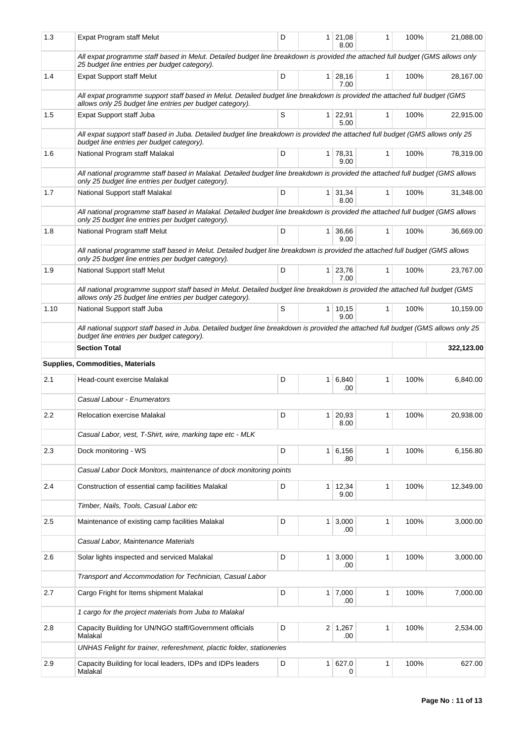| | | | | | | | |
|---|---|---|---|---|---|---|---|
| 1.3 | Expat Program staff Melut | D | 1 | 21,088.00 | 1 | 100% | 21,088.00 |
| | *All expat programme staff based in Melut. Detailed budget line breakdown is provided the attached full budget (GMS allows only 25 budget line entries per budget category).* | | | | | | |
| 1.4 | Expat Support staff Melut | D | 1 | 28,167.00 | 1 | 100% | 28,167.00 |
| | *All expat programme support staff based in Melut. Detailed budget line breakdown is provided the attached full budget (GMS allows only 25 budget line entries per budget category).* | | | | | | |
| 1.5 | Expat Support staff Juba | S | 1 | 22,915.00 | 1 | 100% | 22,915.00 |
| | *All expat support staff based in Juba. Detailed budget line breakdown is provided the attached full budget (GMS allows only 25 budget line entries per budget category).* | | | | | | |
| 1.6 | National Program staff Malakal | D | 1 | 78,319.00 | 1 | 100% | 78,319.00 |
| | *All national programme staff based in Malakal. Detailed budget line breakdown is provided the attached full budget (GMS allows only 25 budget line entries per budget category).* | | | | | | |
| 1.7 | National Support staff Malakal | D | 1 | 31,348.00 | 1 | 100% | 31,348.00 |
| | *All national programme staff based in Malakal. Detailed budget line breakdown is provided the attached full budget (GMS allows only 25 budget line entries per budget category).* | | | | | | |
| 1.8 | National Program staff Melut | D | 1 | 36,669.00 | 1 | 100% | 36,669.00 |
| | *All national programme staff based in Melut. Detailed budget line breakdown is provided the attached full budget (GMS allows only 25 budget line entries per budget category).* | | | | | | |
| 1.9 | National Support staff Melut | D | 1 | 23,767.00 | 1 | 100% | 23,767.00 |
| | *All national programme support staff based in Melut. Detailed budget line breakdown is provided the attached full budget (GMS allows only 25 budget line entries per budget category).* | | | | | | |
| 1.10 | National Support staff Juba | S | 1 | 10,159.00 | 1 | 100% | 10,159.00 |
| | *All national support staff based in Juba. Detailed budget line breakdown is provided the attached full budget (GMS allows only 25 budget line entries per budget category).* | | | | | | |
| | **Section Total** | | | | | | **322,123.00** |
| **Supplies, Commodities, Materials** | | | | | | | |
| 2.1 | Head-count exercise Malakal | D | 1 | 6,840.00 | 1 | 100% | 6,840.00 |
| | *Casual Labour - Enumerators* | | | | | | |
| 2.2 | Relocation exercise Malakal | D | 1 | 20,938.00 | 1 | 100% | 20,938.00 |
| | *Casual Labor, vest, T-Shirt, wire, marking tape etc - MLK* | | | | | | |
| 2.3 | Dock monitoring - WS | D | 1 | 6,156.80 | 1 | 100% | 6,156.80 |
| | *Casual Labor Dock Monitors, maintenance of dock monitoring points* | | | | | | |
| 2.4 | Construction of essential camp facilities Malakal | D | 1 | 12,349.00 | 1 | 100% | 12,349.00 |
| | *Timber, Nails, Tools, Casual Labor etc* | | | | | | |
| 2.5 | Maintenance of existing camp facilities Malakal | D | 1 | 3,000.00 | 1 | 100% | 3,000.00 |
| | *Casual Labor, Maintenance Materials* | | | | | | |
| 2.6 | Solar lights inspected and serviced Malakal | D | 1 | 3,000.00 | 1 | 100% | 3,000.00 |
| | *Transport and Accommodation for Technician, Casual Labor* | | | | | | |
| 2.7 | Cargo Fright for Items shipment Malakal | D | 1 | 7,000.00 | 1 | 100% | 7,000.00 |
| | *1 cargo for the project materials from Juba to Malakal* | | | | | | |
| 2.8 | Capacity Building for UN/NGO staff/Government officials Malakal | D | 2 | 1,267.00 | 1 | 100% | 2,534.00 |
| | *UNHAS Felight for trainer, refereshment, plactic folder, stationeries* | | | | | | |
| 2.9 | Capacity Building for local leaders, IDPs and IDPs leaders Malakal | D | 1 | 627.00 | 1 | 100% | 627.00 |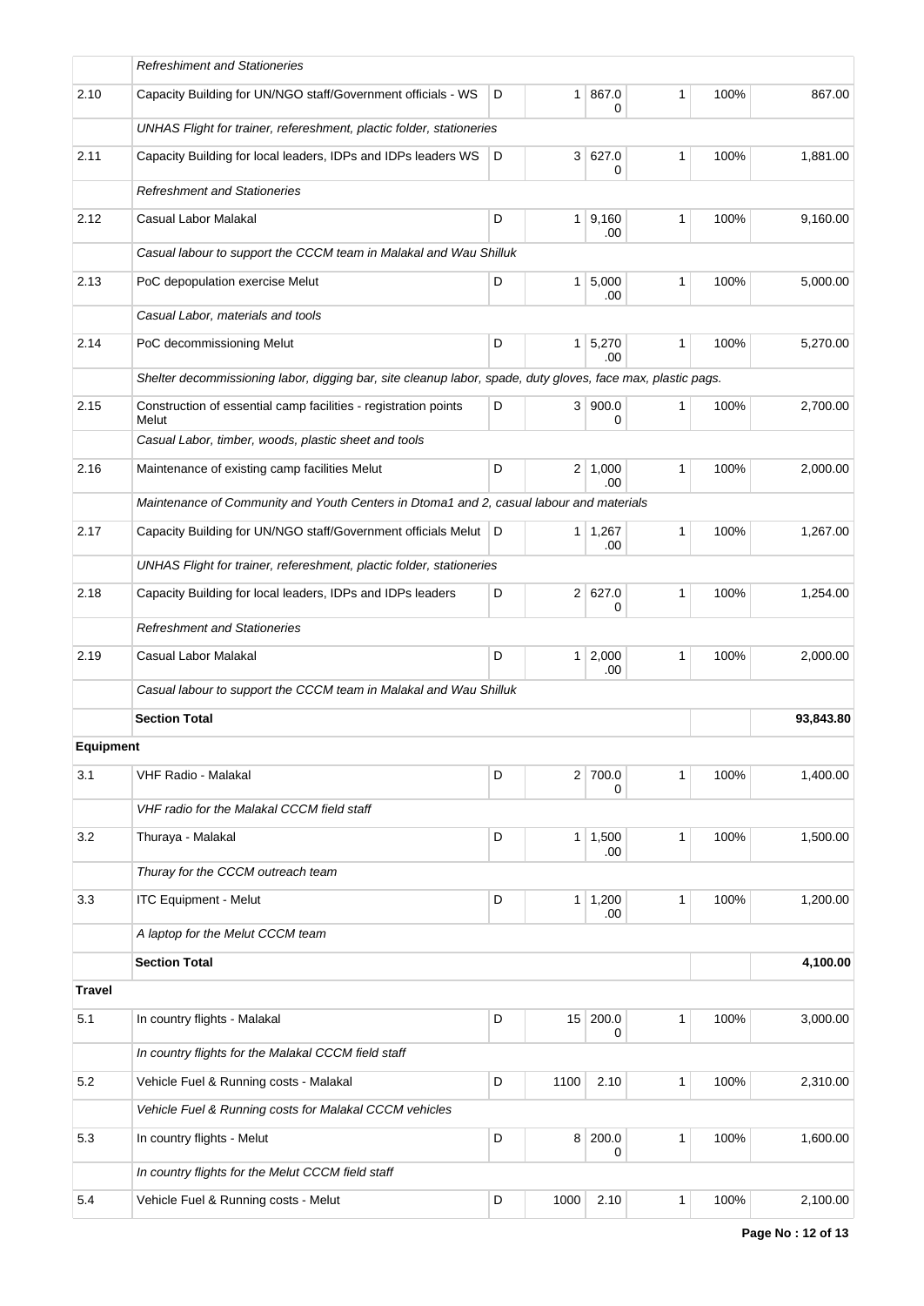| | | | | | | | |
|---|---|---|---|---|---|---|---|
| | *Refreshiment and Stationeries* | | | | | | |
| 2.10 | Capacity Building for UN/NGO staff/Government officials - WS | D | 1 | 867.00 | 1 | 100% | 867.00 |
| | *UNHAS Flight for trainer, refereshment, plactic folder, stationeries* | | | | | | |
| 2.11 | Capacity Building for local leaders, IDPs and IDPs leaders WS | D | 3 | 627.00 | 1 | 100% | 1,881.00 |
| | *Refreshment and Stationeries* | | | | | | |
| 2.12 | Casual Labor Malakal | D | 1 | 9,160.00 | 1 | 100% | 9,160.00 |
| | *Casual labour to support the CCCM team in Malakal and Wau Shilluk* | | | | | | |
| 2.13 | PoC depopulation exercise Melut | D | 1 | 5,000.00 | 1 | 100% | 5,000.00 |
| | *Casual Labor, materials and tools* | | | | | | |
| 2.14 | PoC decommissioning Melut | D | 1 | 5,270.00 | 1 | 100% | 5,270.00 |
| | *Shelter decommissioning labor, digging bar, site cleanup labor, spade, duty gloves, face max, plastic pags.* | | | | | | |
| 2.15 | Construction of essential camp facilities - registration points Melut | D | 3 | 900.00 | 1 | 100% | 2,700.00 |
| | *Casual Labor, timber, woods, plastic sheet and tools* | | | | | | |
| 2.16 | Maintenance of existing camp facilities Melut | D | 2 | 1,000.00 | 1 | 100% | 2,000.00 |
| | *Maintenance of Community and Youth Centers in Dtoma1 and 2, casual labour and materials* | | | | | | |
| 2.17 | Capacity Building for UN/NGO staff/Government officials Melut | D | 1 | 1,267.00 | 1 | 100% | 1,267.00 |
| | *UNHAS Flight for trainer, refereshment, plactic folder, stationeries* | | | | | | |
| 2.18 | Capacity Building for local leaders, IDPs and IDPs leaders | D | 2 | 627.00 | 1 | 100% | 1,254.00 |
| | *Refreshment and Stationeries* | | | | | | |
| 2.19 | Casual Labor Malakal | D | 1 | 2,000.00 | 1 | 100% | 2,000.00 |
| | *Casual labour to support the CCCM team in Malakal and Wau Shilluk* | | | | | | |
| | **Section Total** | | | | | | **93,843.80** |
| **Equipment** | | | | | | | |
| 3.1 | VHF Radio - Malakal | D | 2 | 700.00 | 1 | 100% | 1,400.00 |
| | *VHF radio for the Malakal CCCM field staff* | | | | | | |
| 3.2 | Thuraya - Malakal | D | 1 | 1,500.00 | 1 | 100% | 1,500.00 |
| | *Thuray for the CCCM outreach team* | | | | | | |
| 3.3 | ITC Equipment - Melut | D | 1 | 1,200.00 | 1 | 100% | 1,200.00 |
| | *A laptop for the Melut CCCM team* | | | | | | |
| | **Section Total** | | | | | | **4,100.00** |
| **Travel** | | | | | | | |
| 5.1 | In country flights - Malakal | D | 15 | 200.00 | 1 | 100% | 3,000.00 |
| | *In country flights for the Malakal CCCM field staff* | | | | | | |
| 5.2 | Vehicle Fuel & Running costs - Malakal | D | 1100 | 2.10 | 1 | 100% | 2,310.00 |
| | *Vehicle Fuel & Running costs for Malakal CCCM vehicles* | | | | | | |
| 5.3 | In country flights - Melut | D | 8 | 200.00 | 1 | 100% | 1,600.00 |
| | *In country flights for the Melut CCCM field staff* | | | | | | |
| 5.4 | Vehicle Fuel & Running costs - Melut | D | 1000 | 2.10 | 1 | 100% | 2,100.00 |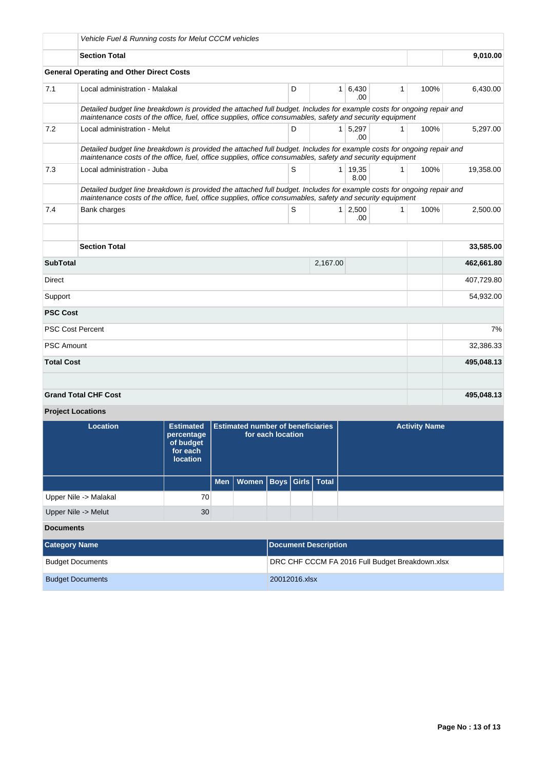| | | | | | | | |
|---|---|---|---|---|---|---|---|
| | *Vehicle Fuel & Running costs for Melut CCCM vehicles* | | | | | | |
| | **Section Total** | | | | | | **9,010.00** |
| **General Operating and Other Direct Costs** | | | | | | | |
| 7.1 | Local administration - Malakal | D | 1 | 6,430.00 | 1 | 100% | 6,430.00 |
| | *Detailed budget line breakdown is provided the attached full budget. Includes for example costs for ongoing repair and maintenance costs of the office, fuel, office supplies, office consumables, safety and security equipment* | | | | | | |
| 7.2 | Local administration - Melut | D | 1 | 5,297.00 | 1 | 100% | 5,297.00 |
| | *Detailed budget line breakdown is provided the attached full budget. Includes for example costs for ongoing repair and maintenance costs of the office, fuel, office supplies, office consumables, safety and security equipment* | | | | | | |
| 7.3 | Local administration - Juba | S | 1 | 19,358.00 | 1 | 100% | 19,358.00 |
| | *Detailed budget line breakdown is provided the attached full budget. Includes for example costs for ongoing repair and maintenance costs of the office, fuel, office supplies, office consumables, safety and security equipment* | | | | | | |
| 7.4 | Bank charges | S | 1 | 2,500.00 | 1 | 100% | 2,500.00 |
| | | | | | | | |
| | **Section Total** | | | | | | **33,585.00** |
| **SubTotal** | | | 2,167.00 | | | | **462,661.80** |
| Direct | | | | | | | 407,729.80 |
| Support | | | | | | | 54,932.00 |
| **PSC Cost** | | | | | | | |
| PSC Cost Percent | | | | | | | 7% |
| PSC Amount | | | | | | | 32,386.33 |
| **Total Cost** | | | | | | | **495,048.13** |
| | | | | | | | |
| **Grand Total CHF Cost** | | | | | | | **495,048.13** |

**Project Locations**

| Location | Estimated percentage of budget for each location | Estimated number of beneficiaries for each location | | | | | Activity Name |
|---|---|---|---|---|---|---|---|
| | | Men | Women | Boys | Girls | Total | |
| Upper Nile -> Malakal | 70 | | | | | | |
| Upper Nile -> Melut | 30 | | | | | | |

**Documents**

| Category Name | Document Description |
|---|---|
| Budget Documents | DRC CHF CCCM FA 2016 Full Budget Breakdown.xlsx |
| Budget Documents | 20012016.xlsx |